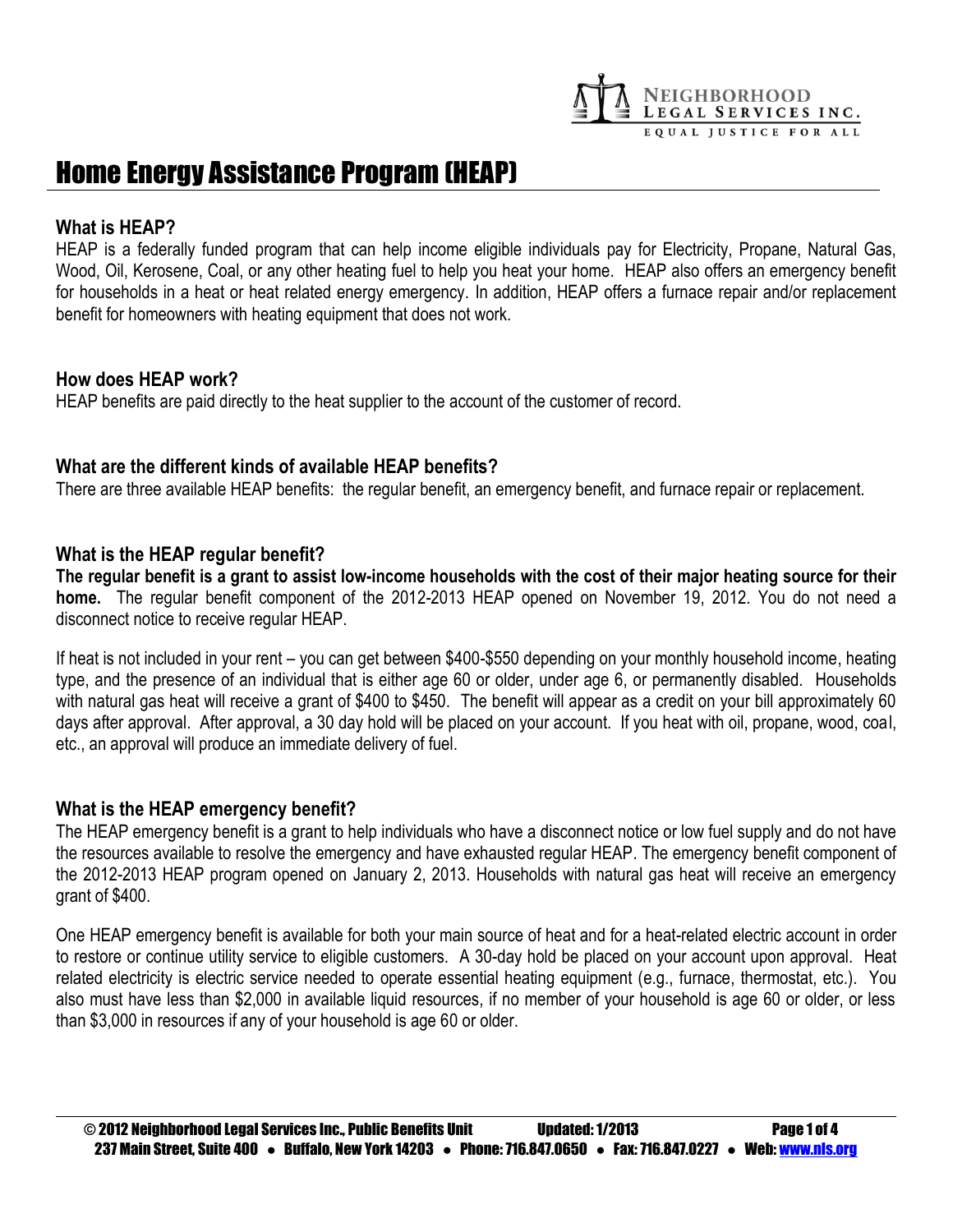# Home Energy Assistance Program (HEAP)

### What is HEAP?

HEAP is a federally funded program that can help income eligible individuals pay for Electricity, Propane, Natural Gas, Wood, Oil, Kerosene, Coal, or any other heating fuel to help you heat your home. HEAP also offers an emergency benefit for households in a heat or heat related energy emergency. In addition, HEAP offers a furnace repair and/or replacement benefit for homeowners with heating equipment that does not work.

### How does HEAP work?

HEAP benefits are paid directly to the heat supplier to the account of the customer of record.

### What are the different kinds of available HEAP benefits?

There are three available HEAP benefits: the regular benefit, an emergency benefit, and furnace repair or replacement.

### What is the HEAP regular benefit?

**The regular benefit is a grant to assist low-income households with the cost of their major heating source for their home.** The regular benefit component of the 2012-2013 HEAP opened on November 19, 2012. You do not need a disconnect notice to receive regular HEAP.

If heat is not included in your rent – you can get between $400-$550 depending on your monthly household income, heating type, and the presence of an individual that is either age 60 or older, under age 6, or permanently disabled. Households with natural gas heat will receive a grant of $400 to $450. The benefit will appear as a credit on your bill approximately 60 days after approval. After approval, a 30 day hold will be placed on your account. If you heat with oil, propane, wood, coal, etc., an approval will produce an immediate delivery of fuel.

### What is the HEAP emergency benefit?

The HEAP emergency benefit is a grant to help individuals who have a disconnect notice or low fuel supply and do not have the resources available to resolve the emergency and have exhausted regular HEAP. The emergency benefit component of the 2012-2013 HEAP program opened on January 2, 2013. Households with natural gas heat will receive an emergency grant of $400.

One HEAP emergency benefit is available for both your main source of heat and for a heat-related electric account in order to restore or continue utility service to eligible customers. A 30-day hold be placed on your account upon approval. Heat related electricity is electric service needed to operate essential heating equipment (e.g., furnace, thermostat, etc.). You also must have less than $2,000 in available liquid resources, if no member of your household is age 60 or older, or less than $3,000 in resources if any of your household is age 60 or older.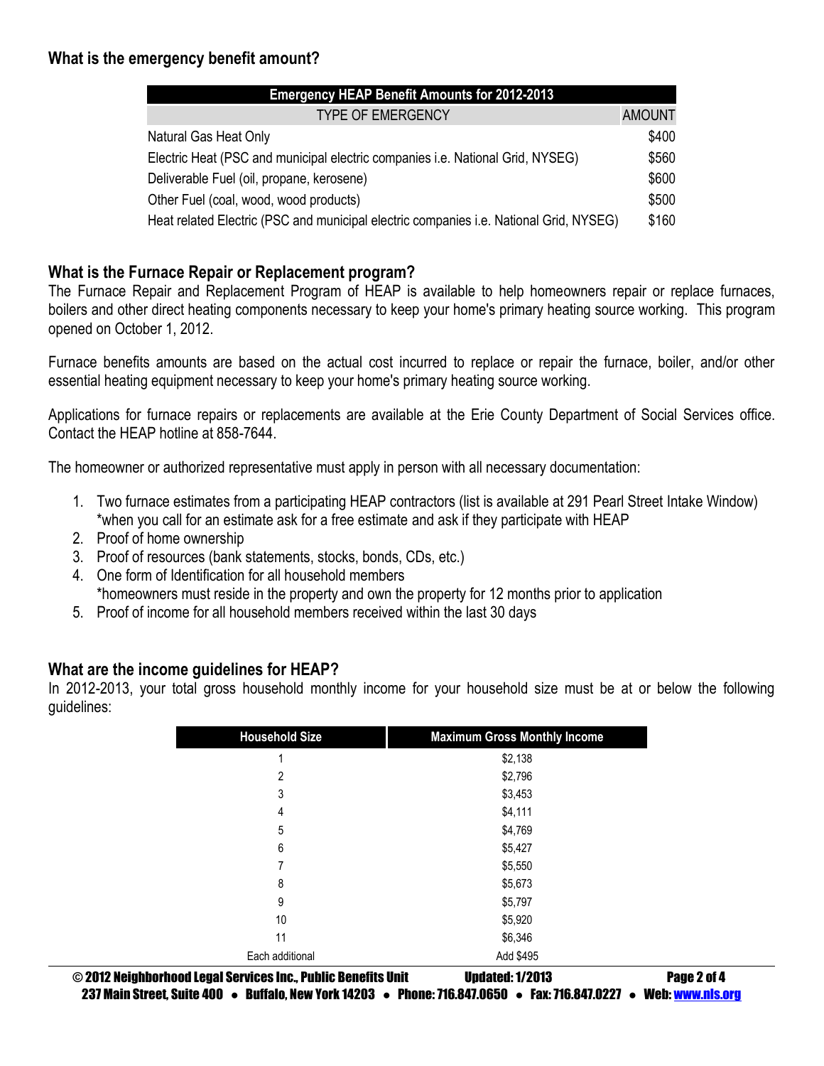## What is the emergency benefit amount?

| Emergency HEAP Benefit Amounts for 2012-2013 | |
|---|---|
| TYPE OF EMERGENCY | AMOUNT |
| Natural Gas Heat Only | $400 |
| Electric Heat (PSC and municipal electric companies i.e. National Grid, NYSEG) | $560 |
| Deliverable Fuel (oil, propane, kerosene) | $600 |
| Other Fuel (coal, wood, wood products) | $500 |
| Heat related Electric (PSC and municipal electric companies i.e. National Grid, NYSEG) | $160 |

## What is the Furnace Repair or Replacement program?

The Furnace Repair and Replacement Program of HEAP is available to help homeowners repair or replace furnaces, boilers and other direct heating components necessary to keep your home's primary heating source working. This program opened on October 1, 2012.

Furnace benefits amounts are based on the actual cost incurred to replace or repair the furnace, boiler, and/or other essential heating equipment necessary to keep your home's primary heating source working.

Applications for furnace repairs or replacements are available at the Erie County Department of Social Services office. Contact the HEAP hotline at 858-7644.

The homeowner or authorized representative must apply in person with all necessary documentation:

1. Two furnace estimates from a participating HEAP contractors (list is available at 291 Pearl Street Intake Window) *when you call for an estimate ask for a free estimate and ask if they participate with HEAP
2. Proof of home ownership
3. Proof of resources (bank statements, stocks, bonds, CDs, etc.)
4. One form of Identification for all household members *homeowners must reside in the property and own the property for 12 months prior to application
5. Proof of income for all household members received within the last 30 days

## What are the income guidelines for HEAP?

In 2012-2013, your total gross household monthly income for your household size must be at or below the following guidelines:

| Household Size | Maximum Gross Monthly Income |
|---|---|
| 1 | $2,138 |
| 2 | $2,796 |
| 3 | $3,453 |
| 4 | $4,111 |
| 5 | $4,769 |
| 6 | $5,427 |
| 7 | $5,550 |
| 8 | $5,673 |
| 9 | $5,797 |
| 10 | $5,920 |
| 11 | $6,346 |
| Each additional | Add $495 |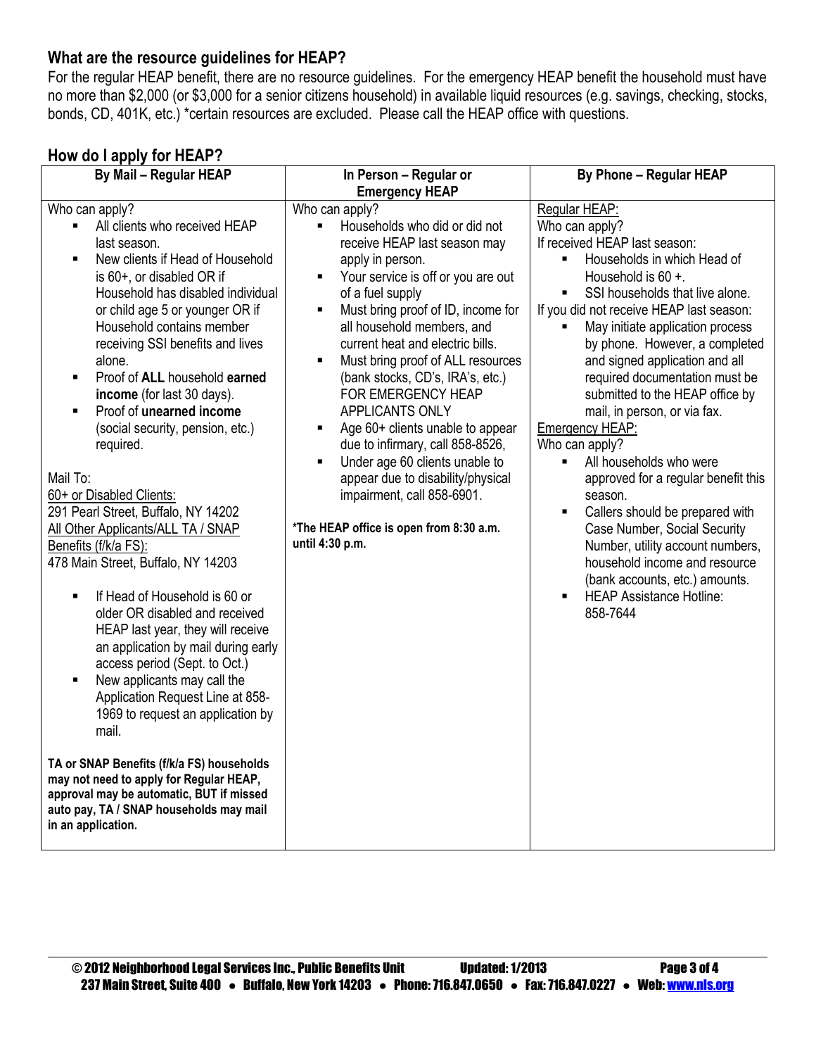## What are the resource guidelines for HEAP?

For the regular HEAP benefit, there are no resource guidelines. For the emergency HEAP benefit the household must have no more than $2,000 (or $3,000 for a senior citizens household) in available liquid resources (e.g. savings, checking, stocks, bonds, CD, 401K, etc.) *certain resources are excluded. Please call the HEAP office with questions.

## How do I apply for HEAP?

| By Mail – Regular HEAP | In Person – Regular or Emergency HEAP | By Phone – Regular HEAP |
|---|---|---|
| Who can apply?<br>▪ All clients who received HEAP last season.<br>▪ New clients if Head of Household is 60+, or disabled OR if Household has disabled individual or child age 5 or younger OR if Household contains member receiving SSI benefits and lives alone.<br>▪ Proof of **ALL** household **earned income** (for last 30 days).<br>▪ Proof of **unearned income** (social security, pension, etc.) required.<br><br>Mail To:<br><u>60+ or Disabled Clients:</u><br>291 Pearl Street, Buffalo, NY 14202<br><u>All Other Applicants/ALL TA / SNAP Benefits (f/k/a FS):</u><br>478 Main Street, Buffalo, NY 14203<br><br>▪ If Head of Household is 60 or older OR disabled and received HEAP last year, they will receive an application by mail during early access period (Sept. to Oct.)<br>▪ New applicants may call the Application Request Line at 858-1969 to request an application by mail.<br><br>**TA or SNAP Benefits (f/k/a FS) households may not need to apply for Regular HEAP, approval may be automatic, BUT if missed auto pay, TA / SNAP households may mail in an application.** | Who can apply?<br>▪ Households who did or did not receive HEAP last season may apply in person.<br>▪ Your service is off or you are out of a fuel supply<br>▪ Must bring proof of ID, income for all household members, and current heat and electric bills.<br>▪ Must bring proof of ALL resources (bank stocks, CD's, IRA's, etc.) FOR EMERGENCY HEAP APPLICANTS ONLY<br>▪ Age 60+ clients unable to appear due to infirmary, call 858-8526,<br>▪ Under age 60 clients unable to appear due to disability/physical impairment, call 858-6901.<br><br>***The HEAP office is open from 8:30 a.m. until 4:30 p.m.** | <u>Regular HEAP:</u><br>Who can apply?<br>If received HEAP last season:<br>▪ Households in which Head of Household is 60 +.<br>▪ SSI households that live alone.<br>If you did not receive HEAP last season:<br>▪ May initiate application process by phone. However, a completed and signed application and all required documentation must be submitted to the HEAP office by mail, in person, or via fax.<br><u>Emergency HEAP:</u><br>Who can apply?<br>▪ All households who were approved for a regular benefit this season.<br>▪ Callers should be prepared with Case Number, Social Security Number, utility account numbers, household income and resource (bank accounts, etc.) amounts.<br>▪ HEAP Assistance Hotline: 858-7644 |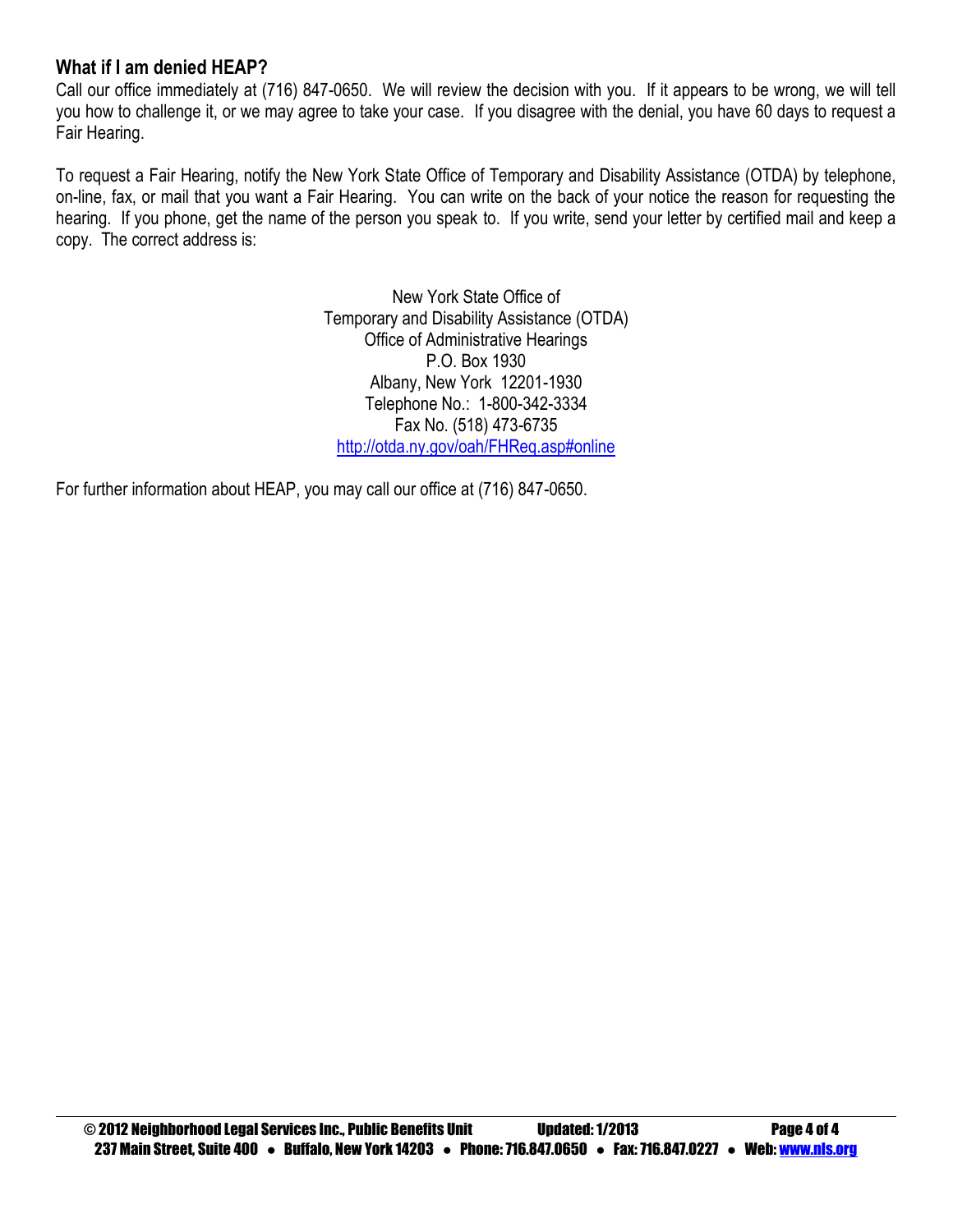### What if I am denied HEAP?

Call our office immediately at (716) 847-0650. We will review the decision with you. If it appears to be wrong, we will tell you how to challenge it, or we may agree to take your case. If you disagree with the denial, you have 60 days to request a Fair Hearing.

To request a Fair Hearing, notify the New York State Office of Temporary and Disability Assistance (OTDA) by telephone, on-line, fax, or mail that you want a Fair Hearing. You can write on the back of your notice the reason for requesting the hearing. If you phone, get the name of the person you speak to. If you write, send your letter by certified mail and keep a copy. The correct address is:

New York State Office of  
Temporary and Disability Assistance (OTDA)  
Office of Administrative Hearings  
P.O. Box 1930  
Albany, New York 12201-1930  
Telephone No.: 1-800-342-3334  
Fax No. (518) 473-6735  
http://otda.ny.gov/oah/FHReq.asp#online

For further information about HEAP, you may call our office at (716) 847-0650.